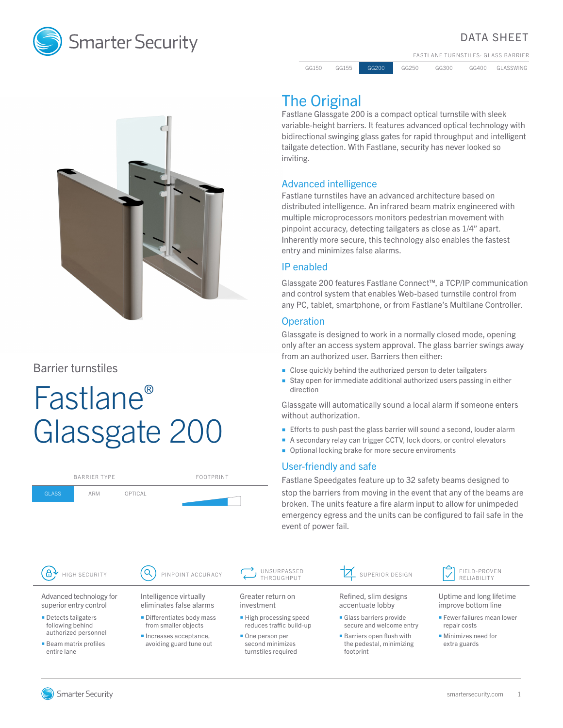Smarter Security

# DATA SHEET

FASTLANE TURNSTILES: GLASS BARRIER

| GG150 | GG155 | GG200 | GG250 | GG300 | GG400 | GLASSWING |
|---|---|---|---|---|---|---|

Barrier turnstiles

# Fastlane® Glassgate 200

| BARRIER TYPE | | | FOOTPRINT |
|---|---|---|---|
| GLASS | ARM | OPTICAL | |

## The Original

Fastlane Glassgate 200 is a compact optical turnstile with sleek variable-height barriers. It features advanced optical technology with bidirectional swinging glass gates for rapid throughput and intelligent tailgate detection. With Fastlane, security has never looked so inviting.

## Advanced intelligence

Fastlane turnstiles have an advanced architecture based on distributed intelligence. An infrared beam matrix engineered with multiple microprocessors monitors pedestrian movement with pinpoint accuracy, detecting tailgaters as close as 1/4" apart. Inherently more secure, this technology also enables the fastest entry and minimizes false alarms.

## IP enabled

Glassgate 200 features Fastlane Connect™, a TCP/IP communication and control system that enables Web-based turnstile control from any PC, tablet, smartphone, or from Fastlane's Multilane Controller.

## Operation

Glassgate is designed to work in a normally closed mode, opening only after an access system approval. The glass barrier swings away from an authorized user. Barriers then either:

- Close quickly behind the authorized person to deter tailgaters
- Stay open for immediate additional authorized users passing in either direction

Glassgate will automatically sound a local alarm if someone enters without authorization.

- Efforts to push past the glass barrier will sound a second, louder alarm
- A secondary relay can trigger CCTV, lock doors, or control elevators
- Optional locking brake for more secure enviroments

## User-friendly and safe

Fastlane Speedgates feature up to 32 safety beams designed to stop the barriers from moving in the event that any of the beams are broken. The units feature a fire alarm input to allow for unimpeded emergency egress and the units can be configured to fail safe in the event of power fail.

### HIGH SECURITY

Advanced technology for superior entry control

- Detects tailgaters following behind authorized personnel
- Beam matrix profiles entire lane

### PINPOINT ACCURACY

Intelligence virtually eliminates false alarms

- Differentiates body mass from smaller objects
- Increases acceptance, avoiding guard tune out

### UNSURPASSED THROUGHPUT

Greater return on investment

- High processing speed reduces traffic build-up
- One person per second minimizes turnstiles required

### SUPERIOR DESIGN

Refined, slim designs accentuate lobby

- Glass barriers provide secure and welcome entry
- Barriers open flush with the pedestal, minimizing footprint

### FIELD-PROVEN RELIABILITY

Uptime and long lifetime improve bottom line

- Fewer failures mean lower repair costs
- Minimizes need for extra guards

Smarter Security

smartersecurity.com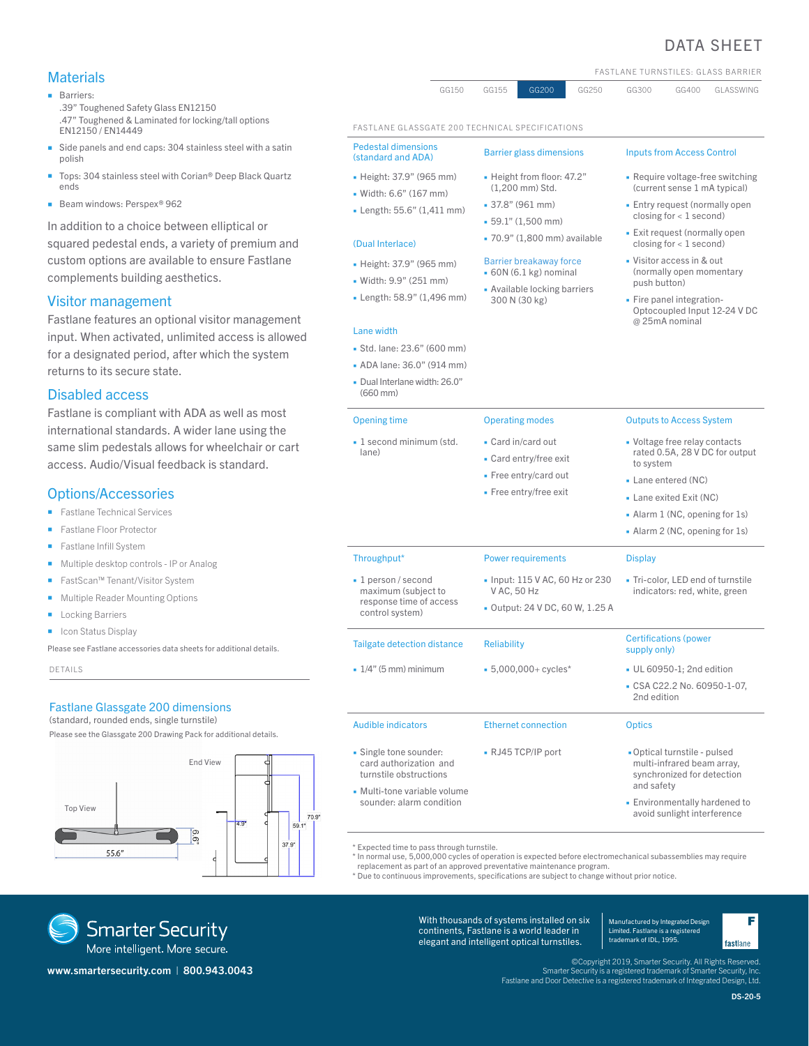# DATA SHEET

FASTLANE TURNSTILES: GLASS BARRIER

GG150 | GG155 | **GG200** | GG250 | GG300 | GG400 | GLASSWING

## Materials

- Barriers:
  .39" Toughened Safety Glass EN12150
  .47" Toughened & Laminated for locking/tall options EN12150 / EN14449
- Side panels and end caps: 304 stainless steel with a satin polish
- Tops: 304 stainless steel with Corian® Deep Black Quartz ends
- Beam windows: Perspex® 962

In addition to a choice between elliptical or squared pedestal ends, a variety of premium and custom options are available to ensure Fastlane complements building aesthetics.

## Visitor management

Fastlane features an optional visitor management input. When activated, unlimited access is allowed for a designated period, after which the system returns to its secure state.

## Disabled access

Fastlane is compliant with ADA as well as most international standards. A wider lane using the same slim pedestals allows for wheelchair or cart access. Audio/Visual feedback is standard.

## Options/Accessories

- Fastlane Technical Services
- Fastlane Floor Protector
- Fastlane Infill System
- Multiple desktop controls - IP or Analog
- FastScan™ Tenant/Visitor System
- Multiple Reader Mounting Options
- Locking Barriers
- Icon Status Display

Please see Fastlane accessories data sheets for additional details.

DETAILS

### Fastlane Glassgate 200 dimensions

(standard, rounded ends, single turnstile)

Please see the Glassgate 200 Drawing Pack for additional details.

End View

Top View

55.6"

6.6"

4.9"

70.9"

59.1"

37.9"

## FASTLANE GLASSGATE 200 TECHNICAL SPECIFICATIONS

### Pedestal dimensions (standard and ADA)

- Height: 37.9" (965 mm)
- Width: 6.6" (167 mm)
- Length: 55.6" (1,411 mm)

### (Dual Interlace)

- Height: 37.9" (965 mm)
- Width: 9.9" (251 mm)
- Length: 58.9" (1,496 mm)

### Lane width

- Std. lane: 23.6" (600 mm)
- ADA lane: 36.0" (914 mm)
- Dual Interlane width: 26.0" (660 mm)

### Barrier glass dimensions

- Height from floor: 47.2" (1,200 mm) Std.
- 37.8" (961 mm)
- 59.1" (1,500 mm)
- 70.9" (1,800 mm) available

### Barrier breakaway force

- 60N (6.1 kg) nominal
- Available locking barriers 300 N (30 kg)

### Inputs from Access Control

- Require voltage-free switching (current sense 1 mA typical)
- Entry request (normally open closing for < 1 second)
- Exit request (normally open closing for < 1 second)
- Visitor access in & out (normally open momentary push button)
- Fire panel integration- Optocoupled Input 12-24 V DC @ 25mA nominal

### Opening time

- 1 second minimum (std. lane)

### Operating modes

- Card in/card out
- Card entry/free exit
- Free entry/card out
- Free entry/free exit

### Outputs to Access System

- Voltage free relay contacts rated 0.5A, 28 V DC for output to system
- Lane entered (NC)
- Lane exited Exit (NC)
- Alarm 1 (NC, opening for 1s)
- Alarm 2 (NC, opening for 1s)

### Throughput*

- 1 person / second maximum (subject to response time of access control system)

### Power requirements

- Input: 115 V AC, 60 Hz or 230 V AC, 50 Hz
- Output: 24 V DC, 60 W, 1.25 A

### Display

- Tri-color, LED end of turnstile indicators: red, white, green

### Tailgate detection distance

- 1/4" (5 mm) minimum

### Reliability

- 5,000,000+ cycles*

### Certifications (power supply only)

- UL 60950-1; 2nd edition
- CSA C22.2 No. 60950-1-07, 2nd edition

### Audible indicators

- Single tone sounder: card authorization and turnstile obstructions
- Multi-tone variable volume sounder: alarm condition

### Ethernet connection

- RJ45 TCP/IP port

### Optics

- Optical turnstile - pulsed multi-infrared beam array, synchronized for detection and safety
- Environmentally hardened to avoid sunlight interference

\* Expected time to pass through turnstile.
\* In normal use, 5,000,000 cycles of operation is expected before electromechanical subassemblies may require replacement as part of an approved preventative maintenance program.
\* Due to continuous improvements, specifications are subject to change without prior notice.

Smarter Security
More intelligent. More secure.

**www.smartersecurity.com | 800.943.0043**

With thousands of systems installed on six continents, Fastlane is a world leader in elegant and intelligent optical turnstiles.

Manufactured by Integrated Design Limited. Fastlane is a registered trademark of IDL, 1995.

fastlane

©Copyright 2019, Smarter Security. All Rights Reserved.
Smarter Security is a registered trademark of Smarter Security, Inc.
Fastlane and Door Detective is a registered trademark of Integrated Design, Ltd.

DS-20-5